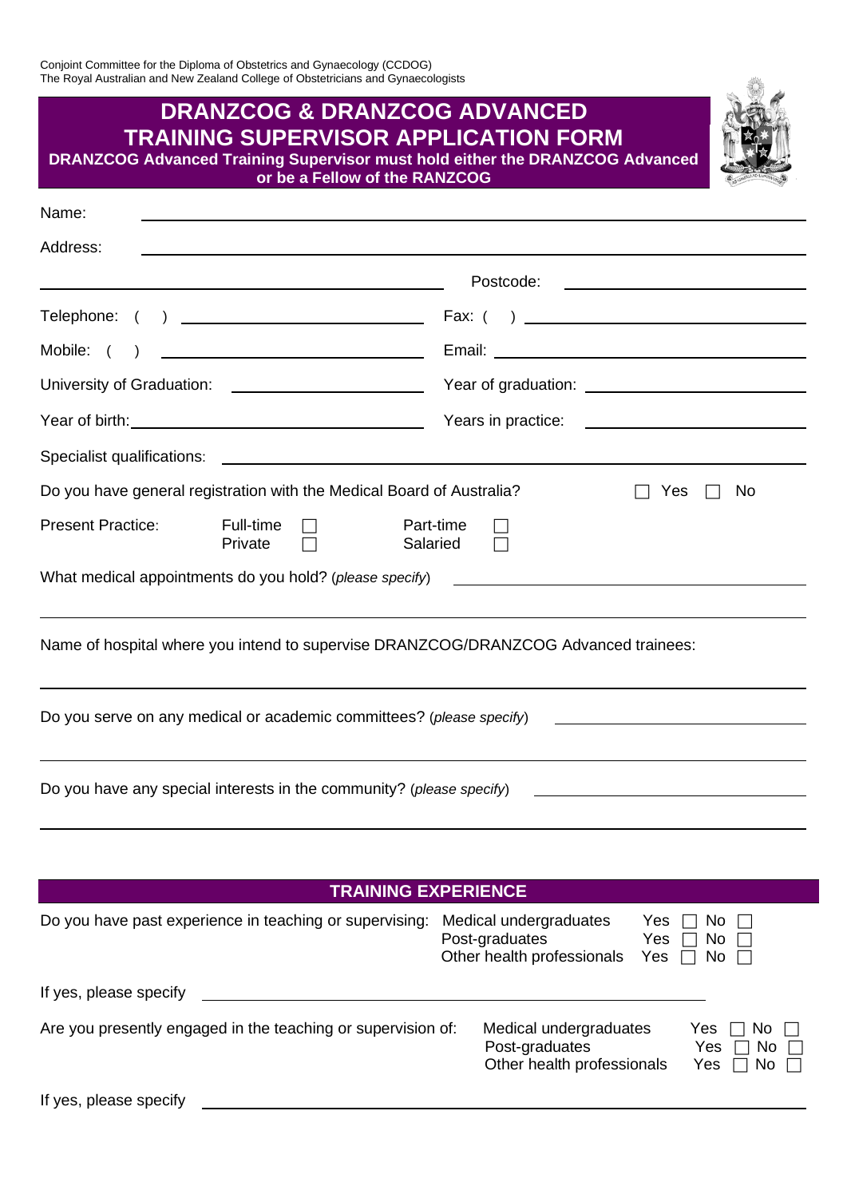Conjoint Committee for the Diploma of Obstetrics and Gynaecology (CCDOG)
The Royal Australian and New Zealand College of Obstetricians and Gynaecologists

# DRANZCOG & DRANZCOG ADVANCED TRAINING SUPERVISOR APPLICATION FORM

**DRANZCOG Advanced Training Supervisor must hold either the DRANZCOG Advanced or be a Fellow of the RANZCOG**

Name: ______________________________

Address: ______________________________

______________________________ Postcode: ______________

Telephone: ( ) ______________ Fax: ( ) ______________

Mobile: ( ) ______________ Email: ______________

University of Graduation: ______________ Year of graduation: ______________

Year of birth: ______________ Years in practice: ______________

Specialist qualifications: ______________________________

Do you have general registration with the Medical Board of Australia? ☐ Yes ☐ No

Present Practice: Full-time ☐ Part-time ☐ Private ☐ Salaried ☐

What medical appointments do you hold? (*please specify*) ______________________________

______________________________

Name of hospital where you intend to supervise DRANZCOG/DRANZCOG Advanced trainees:

______________________________

Do you serve on any medical or academic committees? (*please specify*) ______________________________

______________________________

Do you have any special interests in the community? (*please specify*) ______________________________

______________________________

## TRAINING EXPERIENCE

Do you have past experience in teaching or supervising:

- Medical undergraduates Yes ☐ No ☐
- Post-graduates Yes ☐ No ☐
- Other health professionals Yes ☐ No ☐

If yes, please specify ______________________________

Are you presently engaged in the teaching or supervision of:

- Medical undergraduates Yes ☐ No ☐
- Post-graduates Yes ☐ No ☐
- Other health professionals Yes ☐ No ☐

If yes, please specify ______________________________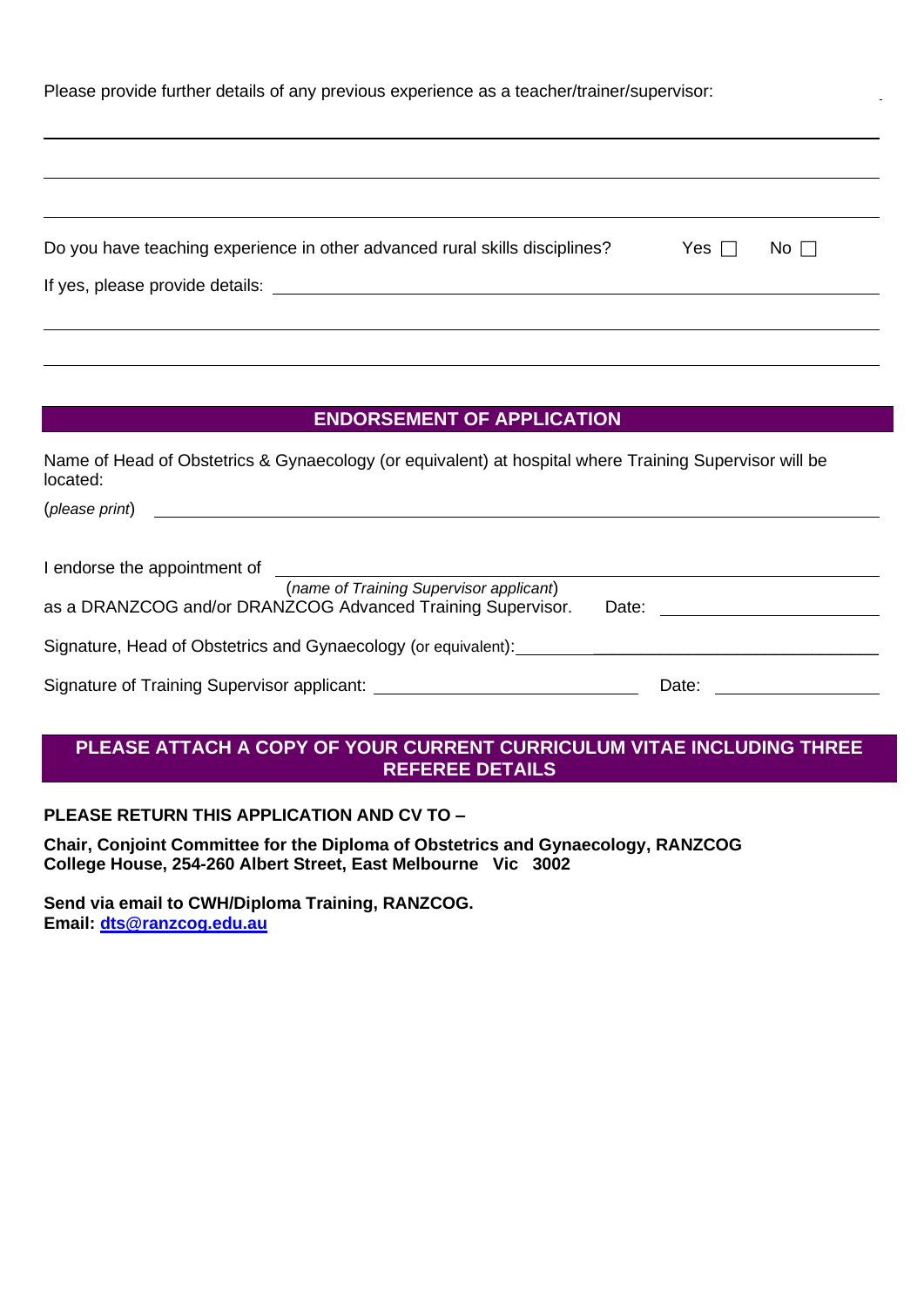Please provide further details of any previous experience as a teacher/trainer/supervisor:

\_\_\_\_\_\_\_\_\_\_\_\_\_\_\_\_\_\_\_\_\_\_\_\_\_\_\_\_\_\_\_\_\_\_\_\_\_\_\_\_\_\_\_\_\_\_\_\_\_\_\_\_\_\_\_\_\_\_\_\_

\_\_\_\_\_\_\_\_\_\_\_\_\_\_\_\_\_\_\_\_\_\_\_\_\_\_\_\_\_\_\_\_\_\_\_\_\_\_\_\_\_\_\_\_\_\_\_\_\_\_\_\_\_\_\_\_\_\_\_\_

\_\_\_\_\_\_\_\_\_\_\_\_\_\_\_\_\_\_\_\_\_\_\_\_\_\_\_\_\_\_\_\_\_\_\_\_\_\_\_\_\_\_\_\_\_\_\_\_\_\_\_\_\_\_\_\_\_\_\_\_

Do you have teaching experience in other advanced rural skills disciplines? Yes ☐ No ☐

If yes, please provide details: \_\_\_\_\_\_\_\_\_\_\_\_\_\_\_\_\_\_\_\_\_\_\_\_\_\_\_\_\_\_\_\_\_\_\_\_\_\_\_\_

\_\_\_\_\_\_\_\_\_\_\_\_\_\_\_\_\_\_\_\_\_\_\_\_\_\_\_\_\_\_\_\_\_\_\_\_\_\_\_\_\_\_\_\_\_\_\_\_\_\_\_\_\_\_\_\_\_\_\_\_

\_\_\_\_\_\_\_\_\_\_\_\_\_\_\_\_\_\_\_\_\_\_\_\_\_\_\_\_\_\_\_\_\_\_\_\_\_\_\_\_\_\_\_\_\_\_\_\_\_\_\_\_\_\_\_\_\_\_\_\_

## ENDORSEMENT OF APPLICATION

Name of Head of Obstetrics & Gynaecology (or equivalent) at hospital where Training Supervisor will be located:

(*please print*) \_\_\_\_\_\_\_\_\_\_\_\_\_\_\_\_\_\_\_\_\_\_\_\_\_\_\_\_\_\_\_\_\_\_\_\_\_\_\_\_\_\_\_\_\_\_\_\_\_\_\_\_

I endorse the appointment of \_\_\_\_\_\_\_\_\_\_\_\_\_\_\_\_\_\_\_\_\_\_\_\_\_\_\_\_\_\_\_\_\_\_\_\_\_\_\_\_
(*name of Training Supervisor applicant*)
as a DRANZCOG and/or DRANZCOG Advanced Training Supervisor. Date: \_\_\_\_\_\_\_\_\_\_\_\_\_\_\_\_

Signature, Head of Obstetrics and Gynaecology (or equivalent): \_\_\_\_\_\_\_\_\_\_\_\_\_\_\_\_\_\_\_\_\_\_\_\_\_\_\_\_\_\_

Signature of Training Supervisor applicant: \_\_\_\_\_\_\_\_\_\_\_\_\_\_\_\_\_\_\_\_\_\_\_\_ Date: \_\_\_\_\_\_\_\_\_\_\_\_\_\_\_\_

## PLEASE ATTACH A COPY OF YOUR CURRENT CURRICULUM VITAE INCLUDING THREE REFEREE DETAILS

**PLEASE RETURN THIS APPLICATION AND CV TO –**

**Chair, Conjoint Committee for the Diploma of Obstetrics and Gynaecology, RANZCOG**
**College House, 254-260 Albert Street, East Melbourne Vic 3002**

**Send via email to CWH/Diploma Training, RANZCOG.**
**Email: dts@ranzcog.edu.au**